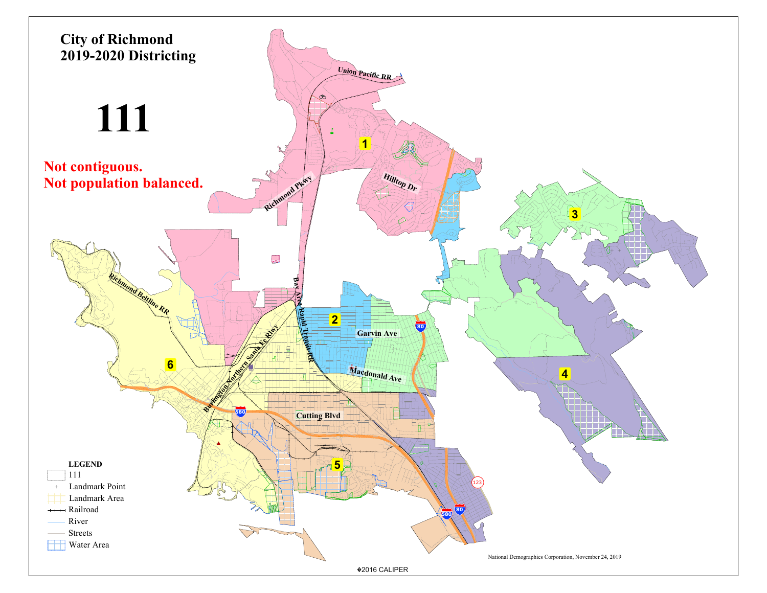# City of Richmond
# 2019-2020 Districting

# 111

**Not contiguous.**
**Not population balanced.**

1

2

3

4

5

6

Union Pacific RR

Richmond Pkwy

Hilltop Dr

Richmond Beltline RR

Bay Area Rapid Transit RR

Burlington Northern Santa Fe Rlwy

Garvin Ave

Macdonald Ave

Cutting Blvd

580

80

123

**LEGEND**

- 111
- Landmark Point
- Landmark Area
- Railroad
- River
- Streets
- Water Area

National Demographics Corporation, November 24, 2019

©2016 CALIPER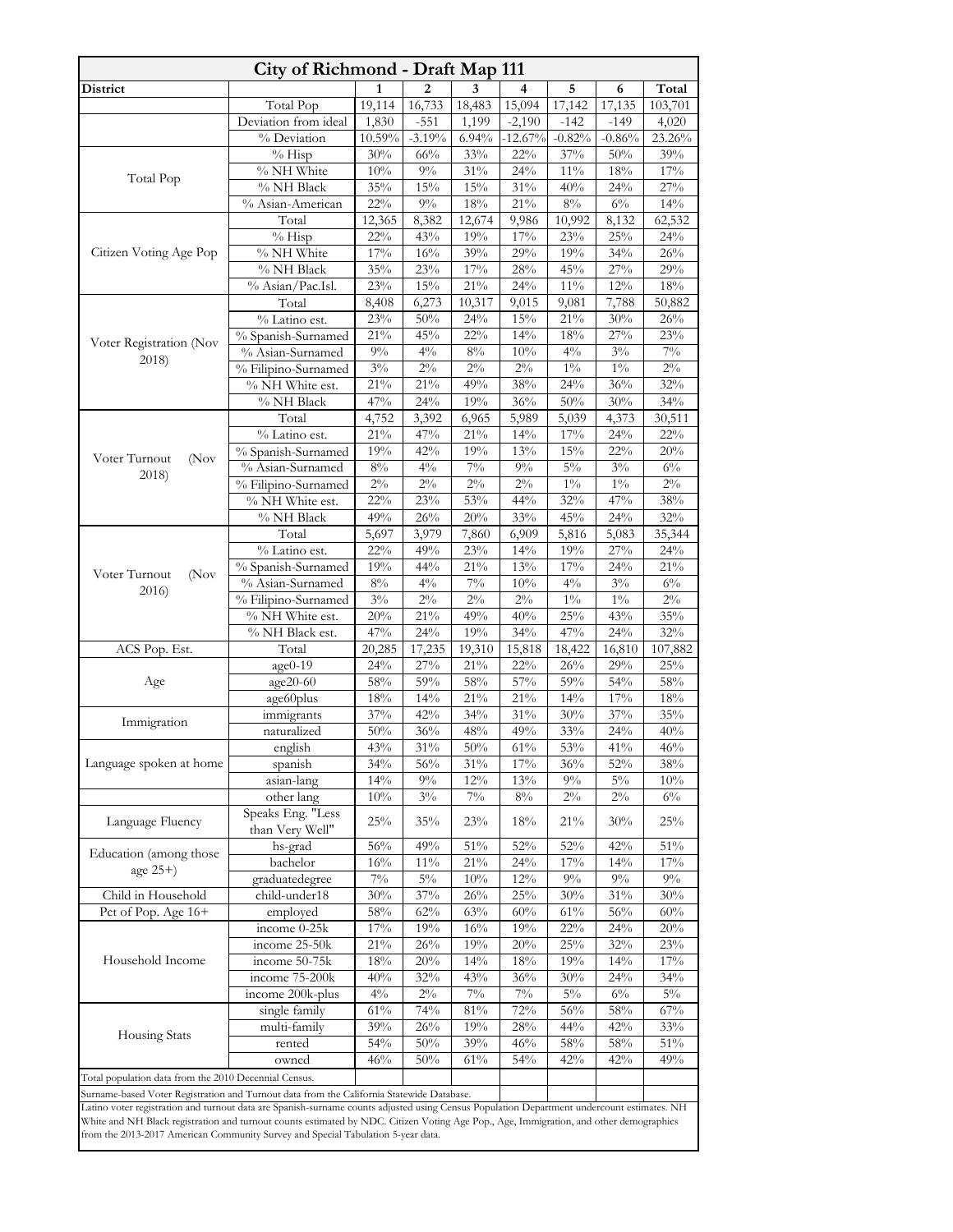## City of Richmond - Draft Map 111

| District | | 1 | 2 | 3 | 4 | 5 | 6 | Total |
|---|---|---|---|---|---|---|---|---|
| | Total Pop | 19,114 | 16,733 | 18,483 | 15,094 | 17,142 | 17,135 | 103,701 |
| | Deviation from ideal | 1,830 | -551 | 1,199 | -2,190 | -142 | -149 | 4,020 |
| | % Deviation | 10.59% | -3.19% | 6.94% | -12.67% | -0.82% | -0.86% | 23.26% |
| Total Pop | % Hisp | 30% | 66% | 33% | 22% | 37% | 50% | 39% |
| | % NH White | 10% | 9% | 31% | 24% | 11% | 18% | 17% |
| | % NH Black | 35% | 15% | 15% | 31% | 40% | 24% | 27% |
| | % Asian-American | 22% | 9% | 18% | 21% | 8% | 6% | 14% |
| Citizen Voting Age Pop | Total | 12,365 | 8,382 | 12,674 | 9,986 | 10,992 | 8,132 | 62,532 |
| | % Hisp | 22% | 43% | 19% | 17% | 23% | 25% | 24% |
| | % NH White | 17% | 16% | 39% | 29% | 19% | 34% | 26% |
| | % NH Black | 35% | 23% | 17% | 28% | 45% | 27% | 29% |
| | % Asian/Pac.Isl. | 23% | 15% | 21% | 24% | 11% | 12% | 18% |
| Voter Registration (Nov 2018) | Total | 8,408 | 6,273 | 10,317 | 9,015 | 9,081 | 7,788 | 50,882 |
| | % Latino est. | 23% | 50% | 24% | 15% | 21% | 30% | 26% |
| | % Spanish-Surnamed | 21% | 45% | 22% | 14% | 18% | 27% | 23% |
| | % Asian-Surnamed | 9% | 4% | 8% | 10% | 4% | 3% | 7% |
| | % Filipino-Surnamed | 3% | 2% | 2% | 2% | 1% | 1% | 2% |
| | % NH White est. | 21% | 21% | 49% | 38% | 24% | 36% | 32% |
| | % NH Black | 47% | 24% | 19% | 36% | 50% | 30% | 34% |
| Voter Turnout (Nov 2018) | Total | 4,752 | 3,392 | 6,965 | 5,989 | 5,039 | 4,373 | 30,511 |
| | % Latino est. | 21% | 47% | 21% | 14% | 17% | 24% | 22% |
| | % Spanish-Surnamed | 19% | 42% | 19% | 13% | 15% | 22% | 20% |
| | % Asian-Surnamed | 8% | 4% | 7% | 9% | 5% | 3% | 6% |
| | % Filipino-Surnamed | 2% | 2% | 2% | 2% | 1% | 1% | 2% |
| | % NH White est. | 22% | 23% | 53% | 44% | 32% | 47% | 38% |
| | % NH Black | 49% | 26% | 20% | 33% | 45% | 24% | 32% |
| Voter Turnout (Nov 2016) | Total | 5,697 | 3,979 | 7,860 | 6,909 | 5,816 | 5,083 | 35,344 |
| | % Latino est. | 22% | 49% | 23% | 14% | 19% | 27% | 24% |
| | % Spanish-Surnamed | 19% | 44% | 21% | 13% | 17% | 24% | 21% |
| | % Asian-Surnamed | 8% | 4% | 7% | 10% | 4% | 3% | 6% |
| | % Filipino-Surnamed | 3% | 2% | 2% | 2% | 1% | 1% | 2% |
| | % NH White est. | 20% | 21% | 49% | 40% | 25% | 43% | 35% |
| | % NH Black est. | 47% | 24% | 19% | 34% | 47% | 24% | 32% |
| ACS Pop. Est. | Total | 20,285 | 17,235 | 19,310 | 15,818 | 18,422 | 16,810 | 107,882 |
| Age | age0-19 | 24% | 27% | 21% | 22% | 26% | 29% | 25% |
| | age20-60 | 58% | 59% | 58% | 57% | 59% | 54% | 58% |
| | age60plus | 18% | 14% | 21% | 21% | 14% | 17% | 18% |
| Immigration | immigrants | 37% | 42% | 34% | 31% | 30% | 37% | 35% |
| | naturalized | 50% | 36% | 48% | 49% | 33% | 24% | 40% |
| Language spoken at home | english | 43% | 31% | 50% | 61% | 53% | 41% | 46% |
| | spanish | 34% | 56% | 31% | 17% | 36% | 52% | 38% |
| | asian-lang | 14% | 9% | 12% | 13% | 9% | 5% | 10% |
| | other lang | 10% | 3% | 7% | 8% | 2% | 2% | 6% |
| Language Fluency | Speaks Eng. "Less than Very Well" | 25% | 35% | 23% | 18% | 21% | 30% | 25% |
| Education (among those age 25+) | hs-grad | 56% | 49% | 51% | 52% | 52% | 42% | 51% |
| | bachelor | 16% | 11% | 21% | 24% | 17% | 14% | 17% |
| | graduatedegree | 7% | 5% | 10% | 12% | 9% | 9% | 9% |
| Child in Household | child-under18 | 30% | 37% | 26% | 25% | 30% | 31% | 30% |
| Pct of Pop. Age 16+ | employed | 58% | 62% | 63% | 60% | 61% | 56% | 60% |
| Household Income | income 0-25k | 17% | 19% | 16% | 19% | 22% | 24% | 20% |
| | income 25-50k | 21% | 26% | 19% | 20% | 25% | 32% | 23% |
| | income 50-75k | 18% | 20% | 14% | 18% | 19% | 14% | 17% |
| | income 75-200k | 40% | 32% | 43% | 36% | 30% | 24% | 34% |
| | income 200k-plus | 4% | 2% | 7% | 7% | 5% | 6% | 5% |
| Housing Stats | single family | 61% | 74% | 81% | 72% | 56% | 58% | 67% |
| | multi-family | 39% | 26% | 19% | 28% | 44% | 42% | 33% |
| | rented | 54% | 50% | 39% | 46% | 58% | 58% | 51% |
| | owned | 46% | 50% | 61% | 54% | 42% | 42% | 49% |

Total population data from the 2010 Decennial Census.

Surname-based Voter Registration and Turnout data from the California Statewide Database.

Latino voter registration and turnout data are Spanish-surname counts adjusted using Census Population Department undercount estimates. NH White and NH Black registration and turnout counts estimated by NDC. Citizen Voting Age Pop., Age, Immigration, and other demographics from the 2013-2017 American Community Survey and Special Tabulation 5-year data.